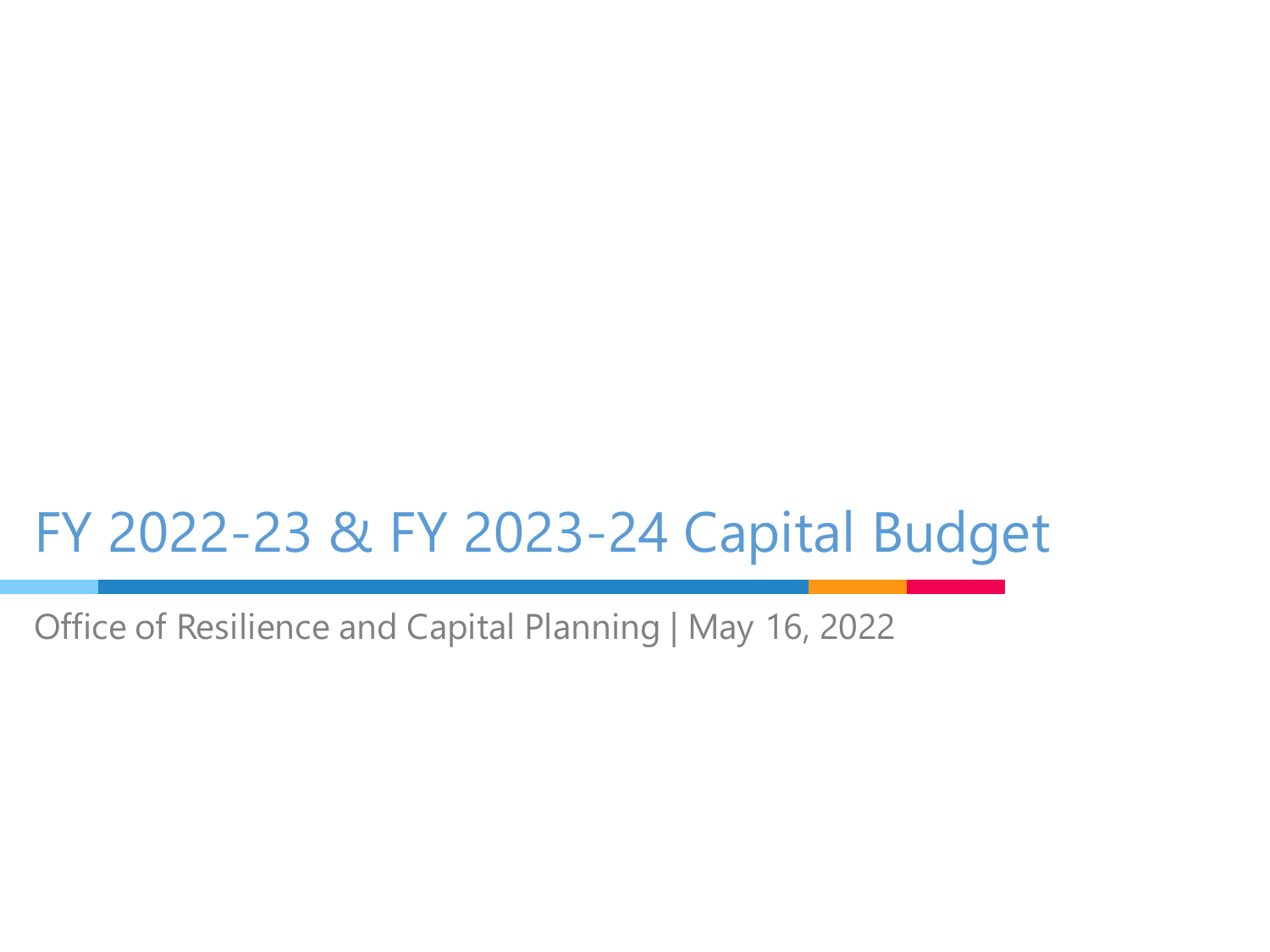# FY 2022-23 & FY 2023-24 Capital Budget

Office of Resilience and Capital Planning | May 16, 2022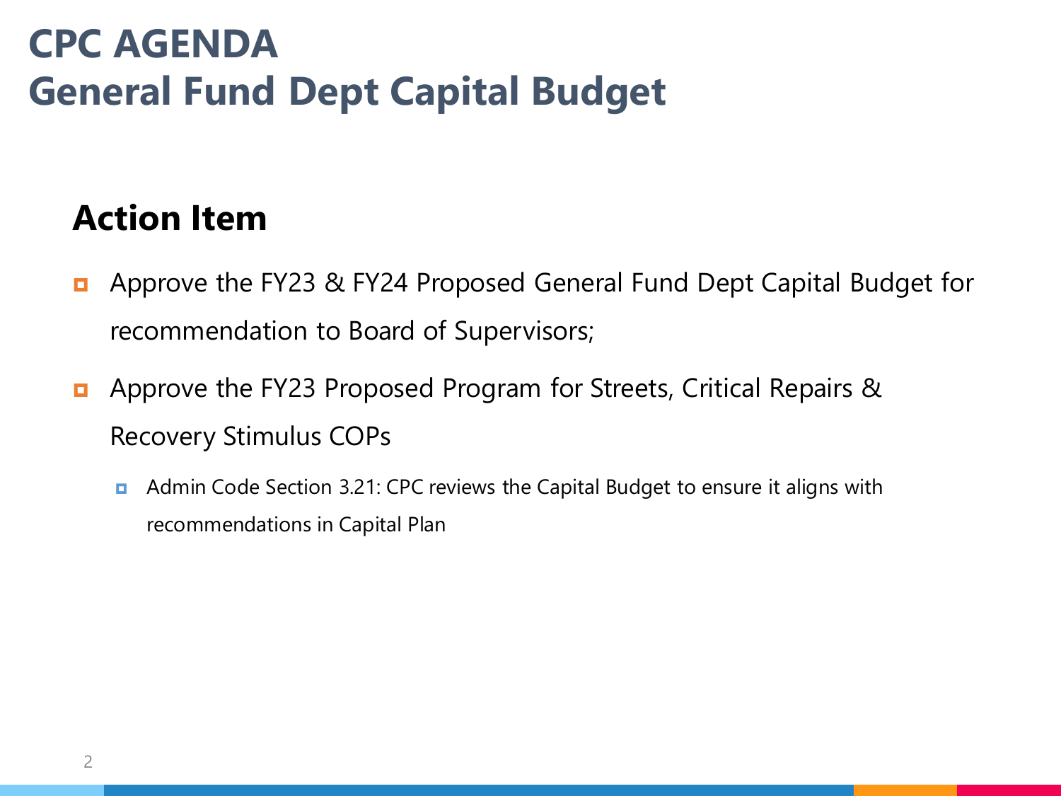# CPC AGENDA
# General Fund Dept Capital Budget

## Action Item

- Approve the FY23 & FY24 Proposed General Fund Dept Capital Budget for recommendation to Board of Supervisors;
- Approve the FY23 Proposed Program for Streets, Critical Repairs & Recovery Stimulus COPs
  - Admin Code Section 3.21: CPC reviews the Capital Budget to ensure it aligns with recommendations in Capital Plan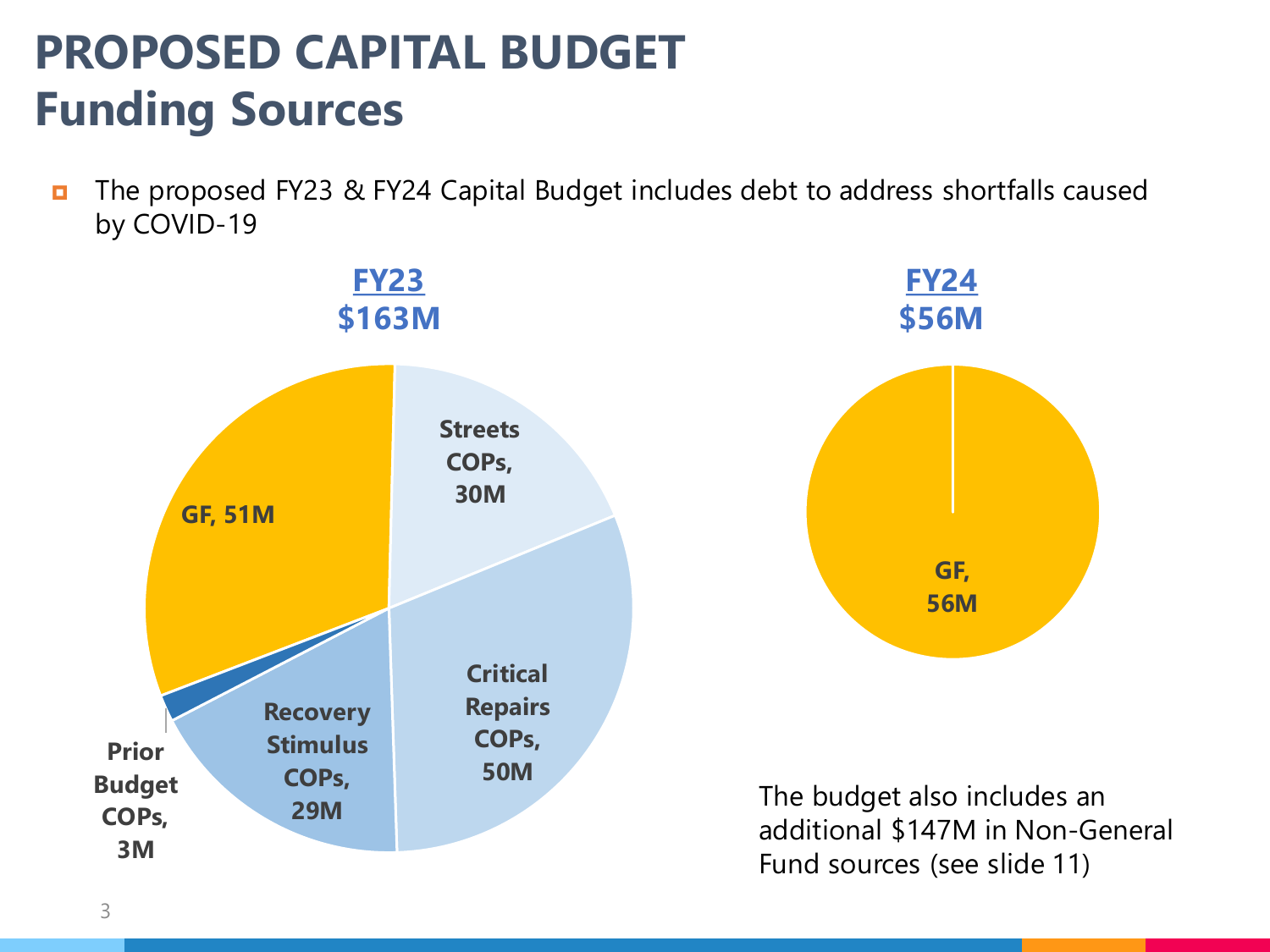# PROPOSED CAPITAL BUDGET
## Funding Sources

- The proposed FY23 & FY24 Capital Budget includes debt to address shortfalls caused by COVID-19

**FY23**
**$163M**

- GF, 51M
- Streets COPs, 30M
- Critical Repairs COPs, 50M
- Recovery Stimulus COPs, 29M
- Prior Budget COPs, 3M

**FY24**
**$56M**

- GF, 56M

The budget also includes an additional $147M in Non-General Fund sources (see slide 11)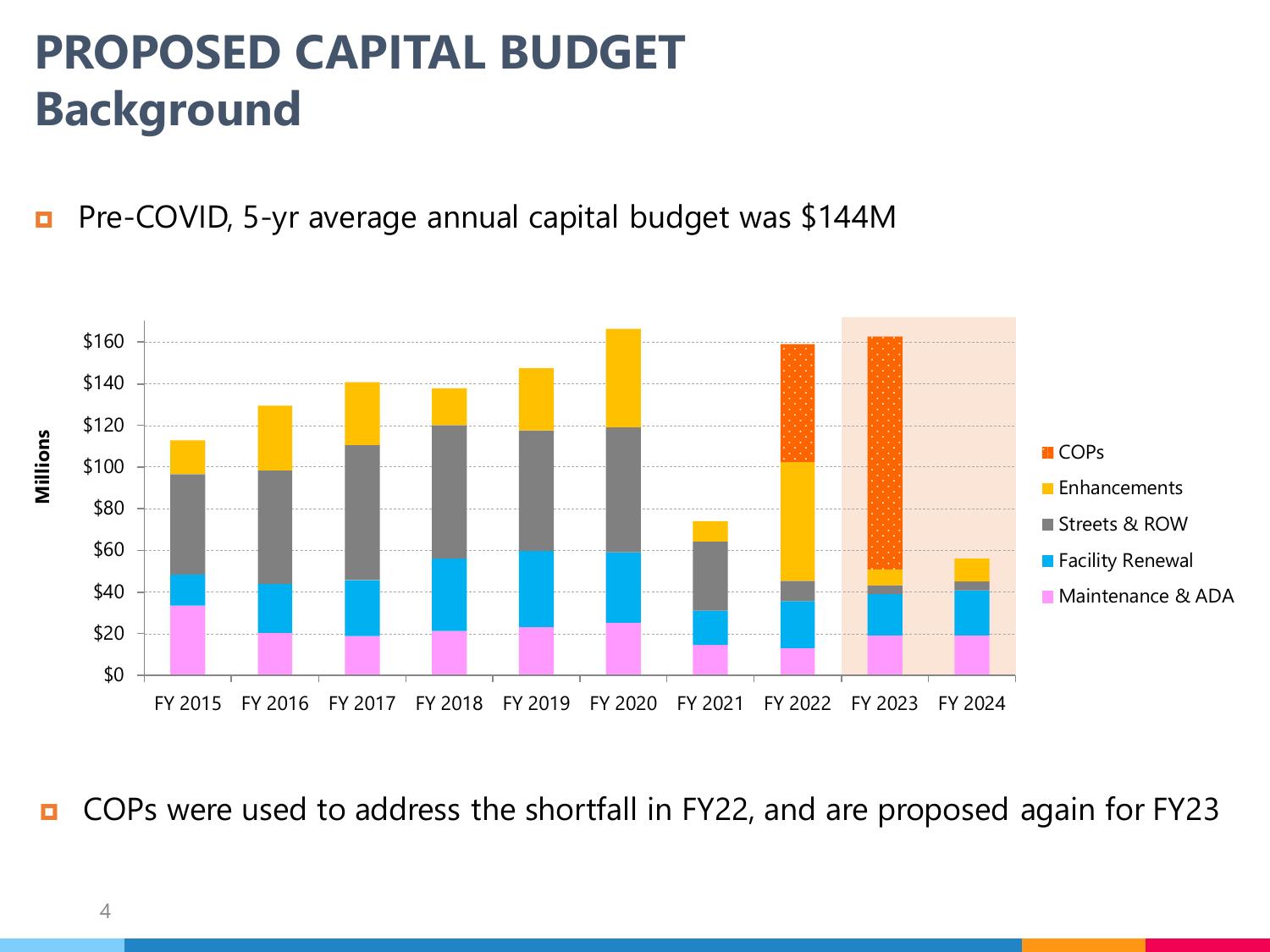# PROPOSED CAPITAL BUDGET
# Background

- Pre-COVID, 5-yr average annual capital budget was $144M

- COPs were used to address the shortfall in FY22, and are proposed again for FY23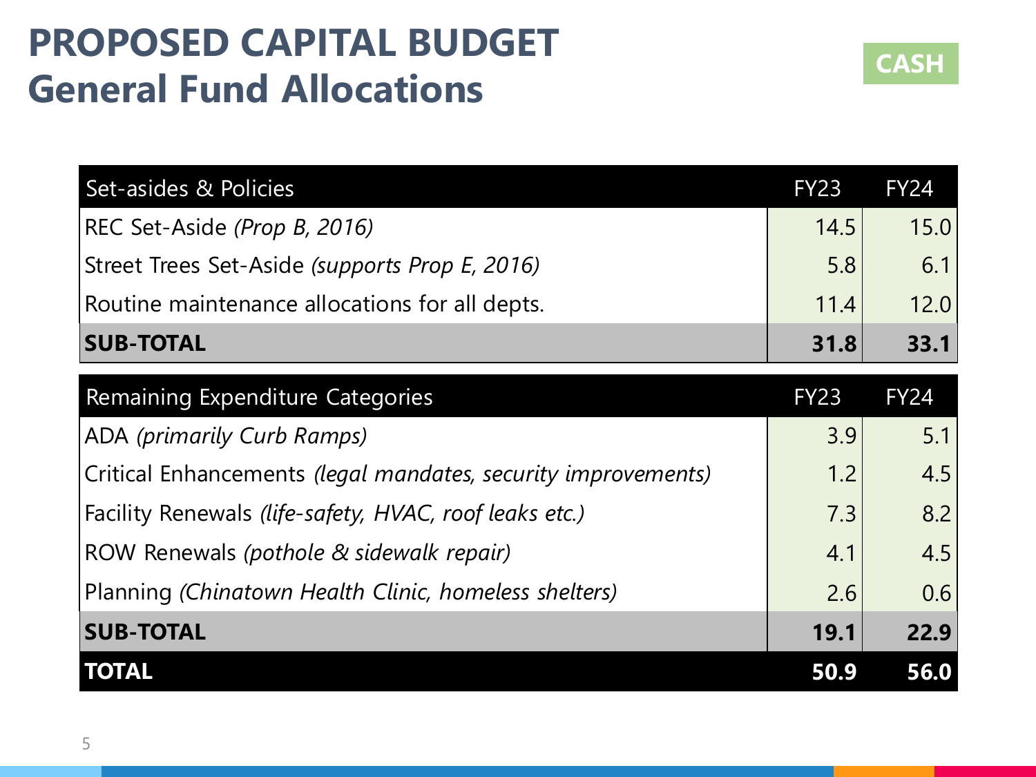# PROPOSED CAPITAL BUDGET
## General Fund Allocations

CASH

| Set-asides & Policies | FY23 | FY24 |
|---|---|---|
| REC Set-Aside *(Prop B, 2016)* | 14.5 | 15.0 |
| Street Trees Set-Aside *(supports Prop E, 2016)* | 5.8 | 6.1 |
| Routine maintenance allocations for all depts. | 11.4 | 12.0 |
| **SUB-TOTAL** | **31.8** | **33.1** |
| **Remaining Expenditure Categories** | **FY23** | **FY24** |
| ADA *(primarily Curb Ramps)* | 3.9 | 5.1 |
| Critical Enhancements *(legal mandates, security improvements)* | 1.2 | 4.5 |
| Facility Renewals *(life-safety, HVAC, roof leaks etc.)* | 7.3 | 8.2 |
| ROW Renewals *(pothole & sidewalk repair)* | 4.1 | 4.5 |
| Planning *(Chinatown Health Clinic, homeless shelters)* | 2.6 | 0.6 |
| **SUB-TOTAL** | **19.1** | **22.9** |
| **TOTAL** | **50.9** | **56.0** |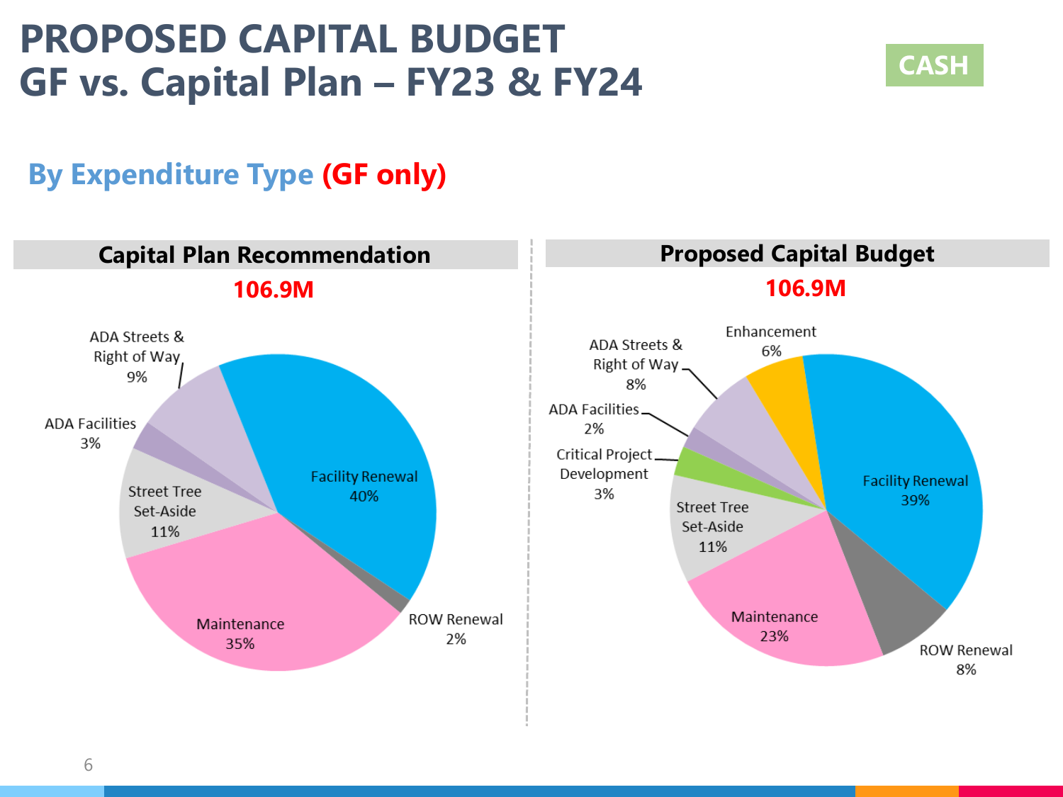# PROPOSED CAPITAL BUDGET
# GF vs. Capital Plan – FY23 & FY24

CASH

## By Expenditure Type (GF only)

### Capital Plan Recommendation

**106.9M**

| Category | Share |
|---|---|
| Facility Renewal | 40% |
| Maintenance | 35% |
| Street Tree Set-Aside | 11% |
| ADA Streets & Right of Way | 9% |
| ADA Facilities | 3% |
| ROW Renewal | 2% |

### Proposed Capital Budget

**106.9M**

| Category | Share |
|---|---|
| Facility Renewal | 39% |
| Maintenance | 23% |
| Street Tree Set-Aside | 11% |
| ADA Streets & Right of Way | 8% |
| ROW Renewal | 8% |
| Enhancement | 6% |
| Critical Project Development | 3% |
| ADA Facilities | 2% |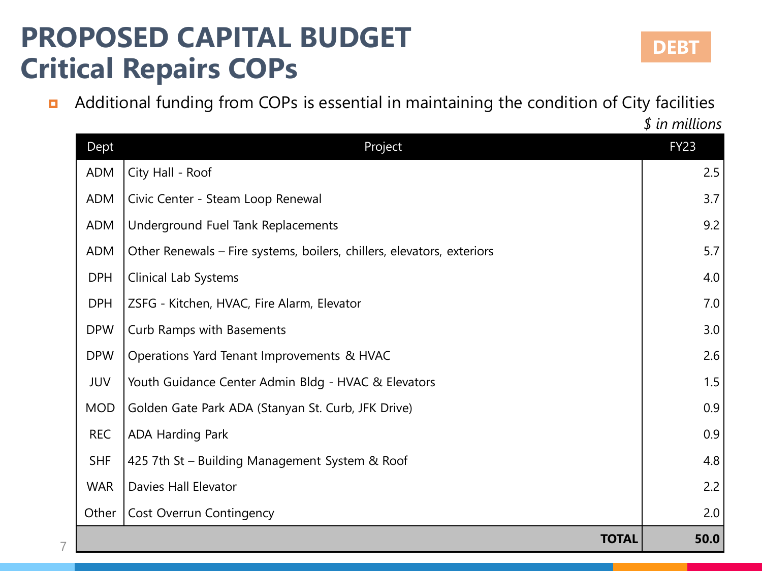# PROPOSED CAPITAL BUDGET
# Critical Repairs COPs

DEBT

- Additional funding from COPs is essential in maintaining the condition of City facilities

*$ in millions*

| Dept | Project | FY23 |
|---|---|---|
| ADM | City Hall - Roof | 2.5 |
| ADM | Civic Center - Steam Loop Renewal | 3.7 |
| ADM | Underground Fuel Tank Replacements | 9.2 |
| ADM | Other Renewals – Fire systems, boilers, chillers, elevators, exteriors | 5.7 |
| DPH | Clinical Lab Systems | 4.0 |
| DPH | ZSFG - Kitchen, HVAC, Fire Alarm, Elevator | 7.0 |
| DPW | Curb Ramps with Basements | 3.0 |
| DPW | Operations Yard Tenant Improvements & HVAC | 2.6 |
| JUV | Youth Guidance Center Admin Bldg - HVAC & Elevators | 1.5 |
| MOD | Golden Gate Park ADA (Stanyan St. Curb, JFK Drive) | 0.9 |
| REC | ADA Harding Park | 0.9 |
| SHF | 425 7th St – Building Management System & Roof | 4.8 |
| WAR | Davies Hall Elevator | 2.2 |
| Other | Cost Overrun Contingency | 2.0 |
| | **TOTAL** | **50.0** |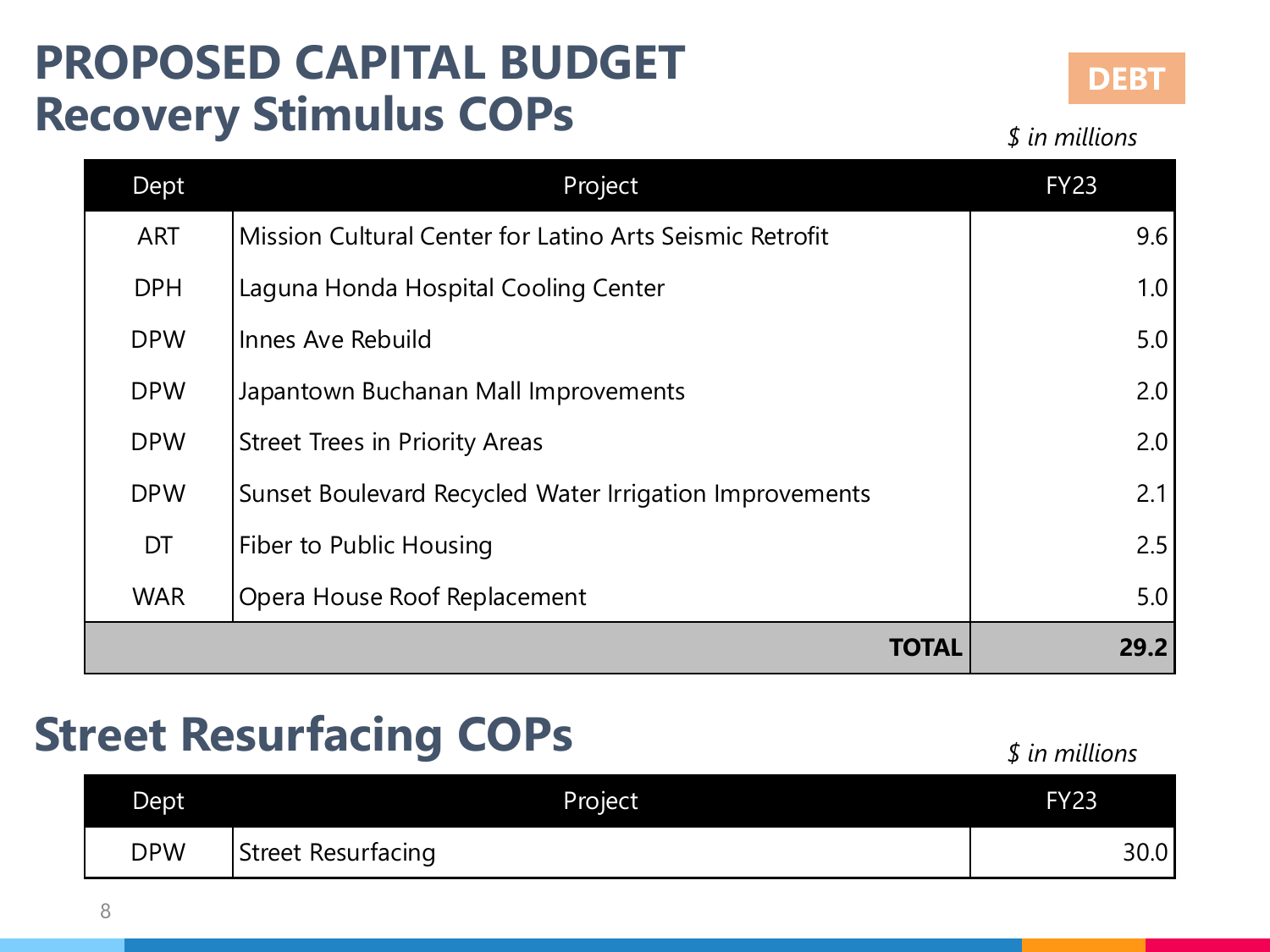# PROPOSED CAPITAL BUDGET

## Recovery Stimulus COPs

DEBT

*$ in millions*

| Dept | Project | FY23 |
|---|---|---|
| ART | Mission Cultural Center for Latino Arts Seismic Retrofit | 9.6 |
| DPH | Laguna Honda Hospital Cooling Center | 1.0 |
| DPW | Innes Ave Rebuild | 5.0 |
| DPW | Japantown Buchanan Mall Improvements | 2.0 |
| DPW | Street Trees in Priority Areas | 2.0 |
| DPW | Sunset Boulevard Recycled Water Irrigation Improvements | 2.1 |
| DT | Fiber to Public Housing | 2.5 |
| WAR | Opera House Roof Replacement | 5.0 |
| | **TOTAL** | **29.2** |

## Street Resurfacing COPs

*$ in millions*

| Dept | Project | FY23 |
|---|---|---|
| DPW | Street Resurfacing | 30.0 |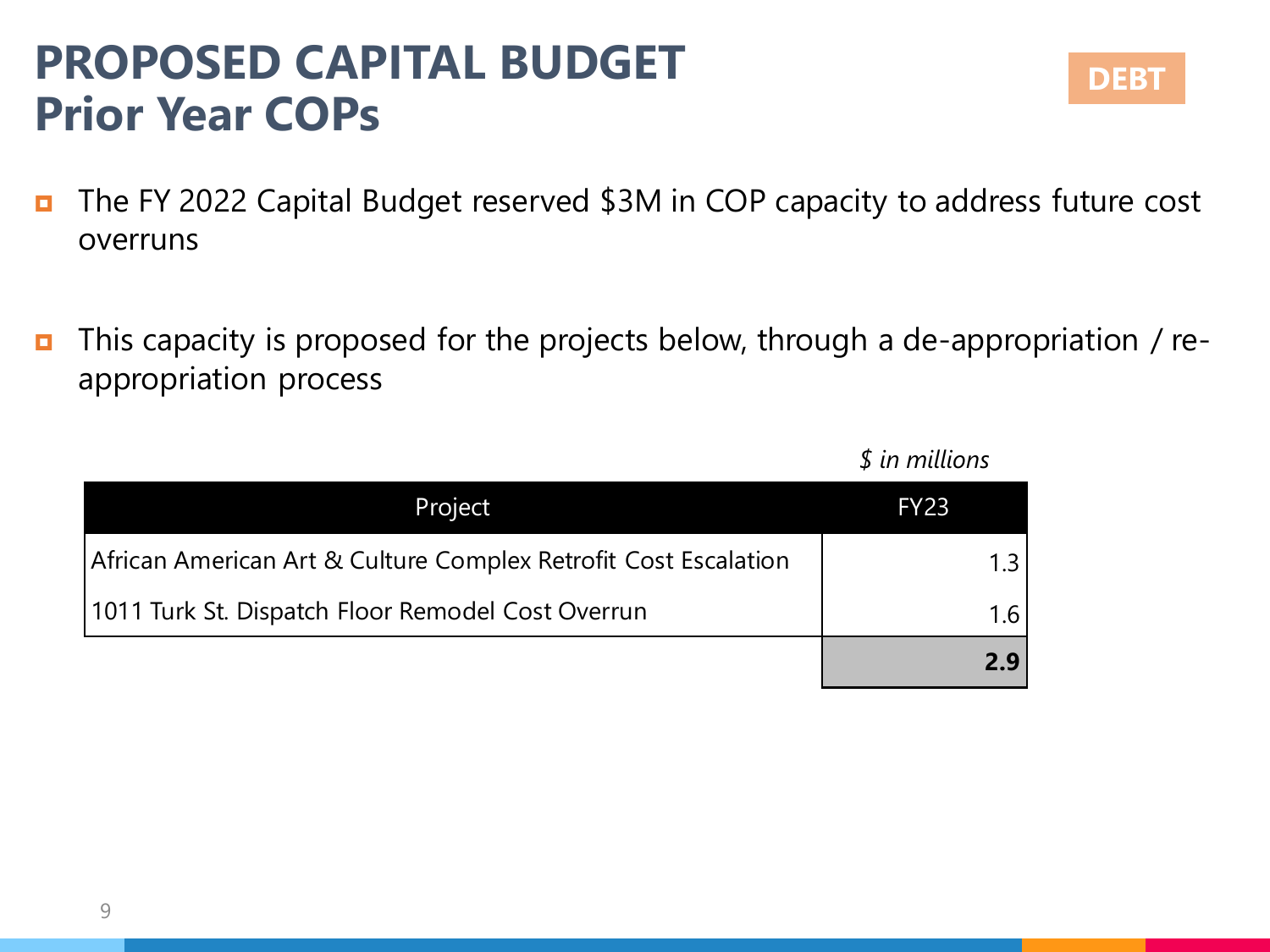# PROPOSED CAPITAL BUDGET
## Prior Year COPs

DEBT

- The FY 2022 Capital Budget reserved $3M in COP capacity to address future cost overruns
- This capacity is proposed for the projects below, through a de-appropriation / re-appropriation process

*$ in millions*

| Project | FY23 |
|---|---|
| African American Art & Culture Complex Retrofit Cost Escalation | 1.3 |
| 1011 Turk St. Dispatch Floor Remodel Cost Overrun | 1.6 |
| | **2.9** |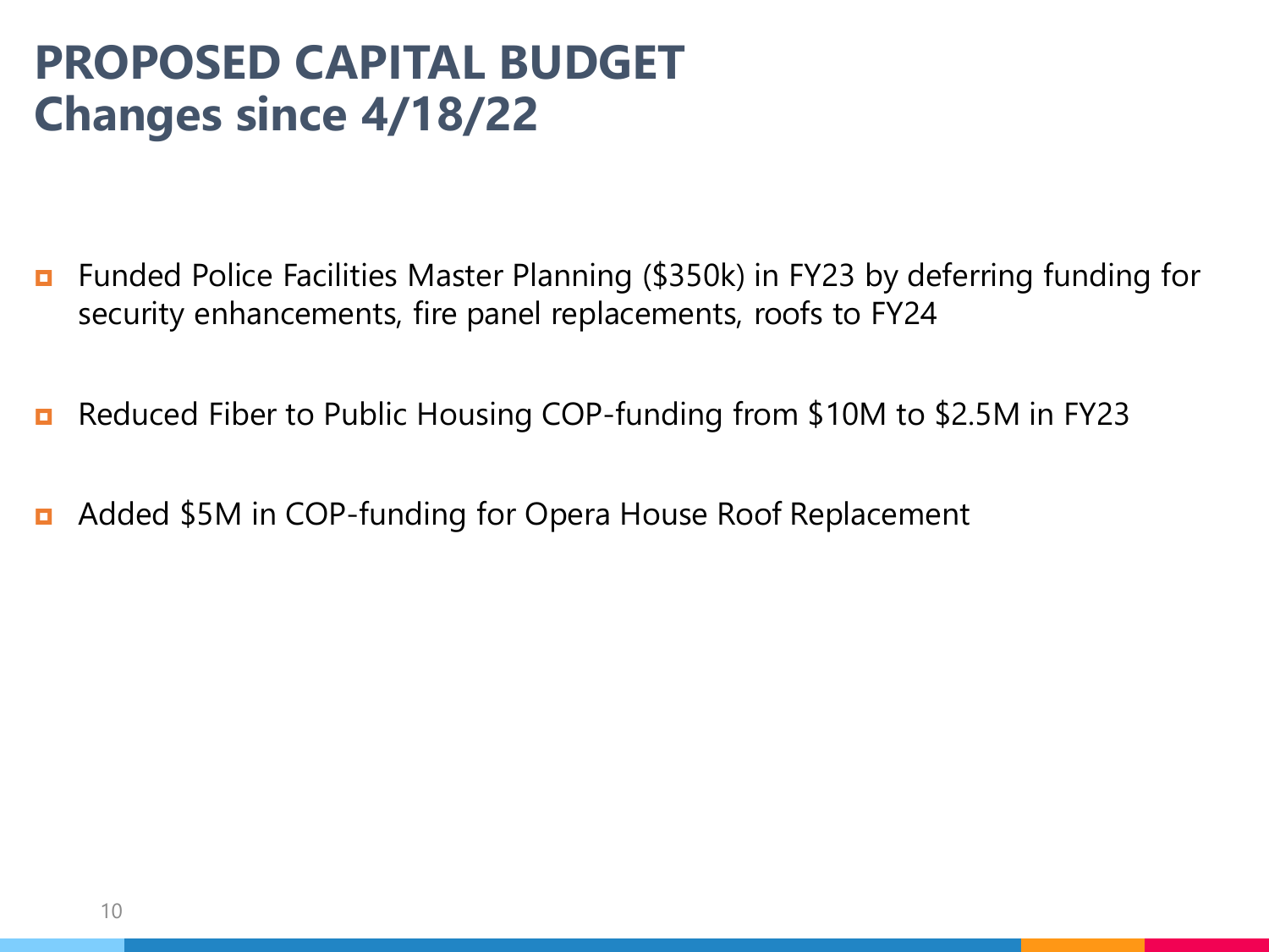# PROPOSED CAPITAL BUDGET
# Changes since 4/18/22

- Funded Police Facilities Master Planning ($350k) in FY23 by deferring funding for security enhancements, fire panel replacements, roofs to FY24
- Reduced Fiber to Public Housing COP-funding from $10M to $2.5M in FY23
- Added $5M in COP-funding for Opera House Roof Replacement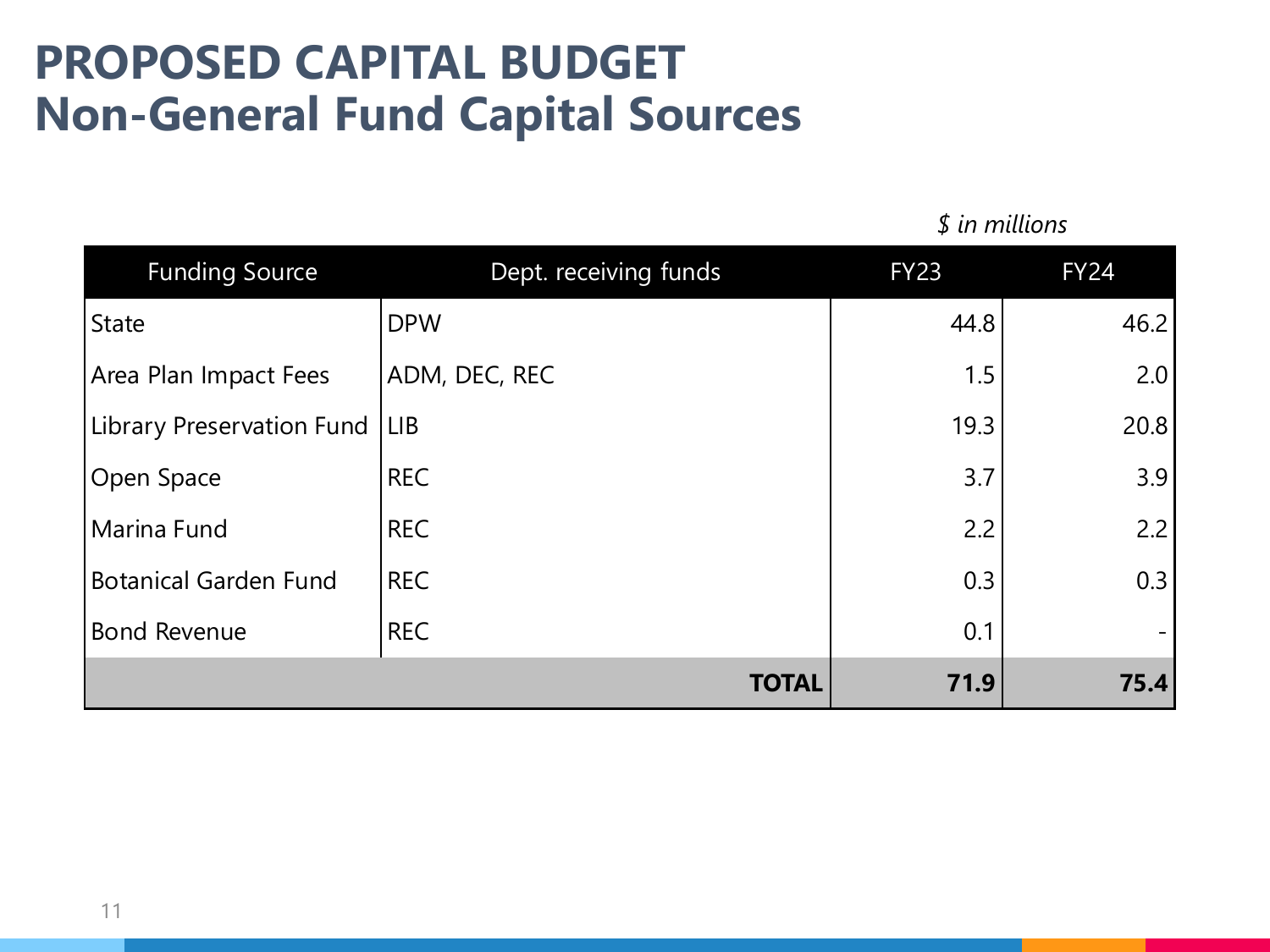# PROPOSED CAPITAL BUDGET
# Non-General Fund Capital Sources

*$ in millions*

| Funding Source | Dept. receiving funds | FY23 | FY24 |
|---|---|---|---|
| State | DPW | 44.8 | 46.2 |
| Area Plan Impact Fees | ADM, DEC, REC | 1.5 | 2.0 |
| Library Preservation Fund | LIB | 19.3 | 20.8 |
| Open Space | REC | 3.7 | 3.9 |
| Marina Fund | REC | 2.2 | 2.2 |
| Botanical Garden Fund | REC | 0.3 | 0.3 |
| Bond Revenue | REC | 0.1 | - |
| | **TOTAL** | **71.9** | **75.4** |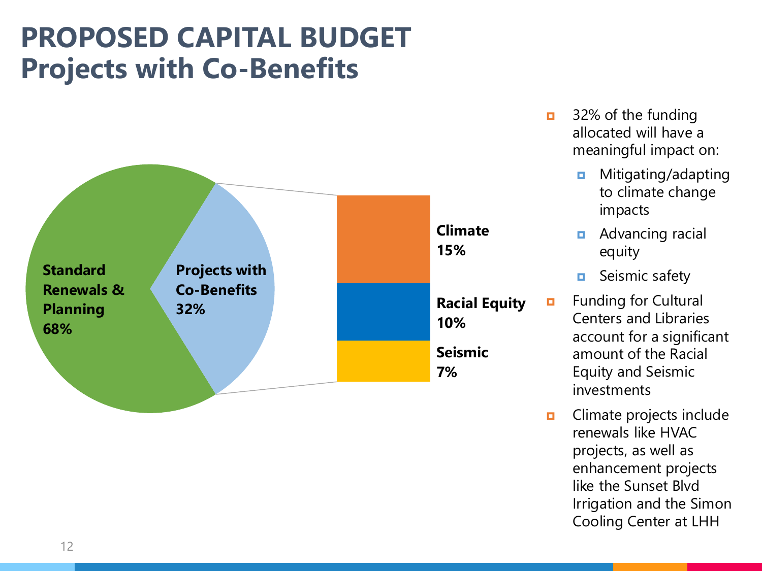# PROPOSED CAPITAL BUDGET
## Projects with Co-Benefits

**Standard Renewals & Planning 68%**

**Projects with Co-Benefits 32%**

**Climate 15%**

**Racial Equity 10%**

**Seismic 7%**

- 32% of the funding allocated will have a meaningful impact on:
  - Mitigating/adapting to climate change impacts
  - Advancing racial equity
  - Seismic safety
- Funding for Cultural Centers and Libraries account for a significant amount of the Racial Equity and Seismic investments
- Climate projects include renewals like HVAC projects, as well as enhancement projects like the Sunset Blvd Irrigation and the Simon Cooling Center at LHH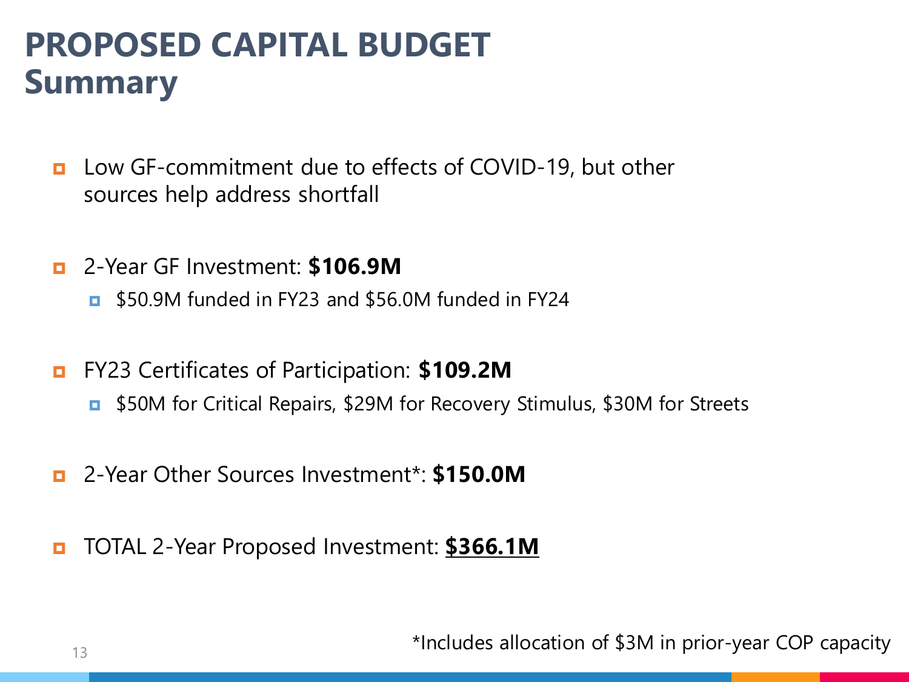# PROPOSED CAPITAL BUDGET
## Summary

- Low GF-commitment due to effects of COVID-19, but other sources help address shortfall
- 2-Year GF Investment: **$106.9M**
  - $50.9M funded in FY23 and $56.0M funded in FY24
- FY23 Certificates of Participation: **$109.2M**
  - $50M for Critical Repairs, $29M for Recovery Stimulus, $30M for Streets
- 2-Year Other Sources Investment*: **$150.0M**
- TOTAL 2-Year Proposed Investment: **<u>$366.1M</u>**

*Includes allocation of $3M in prior-year COP capacity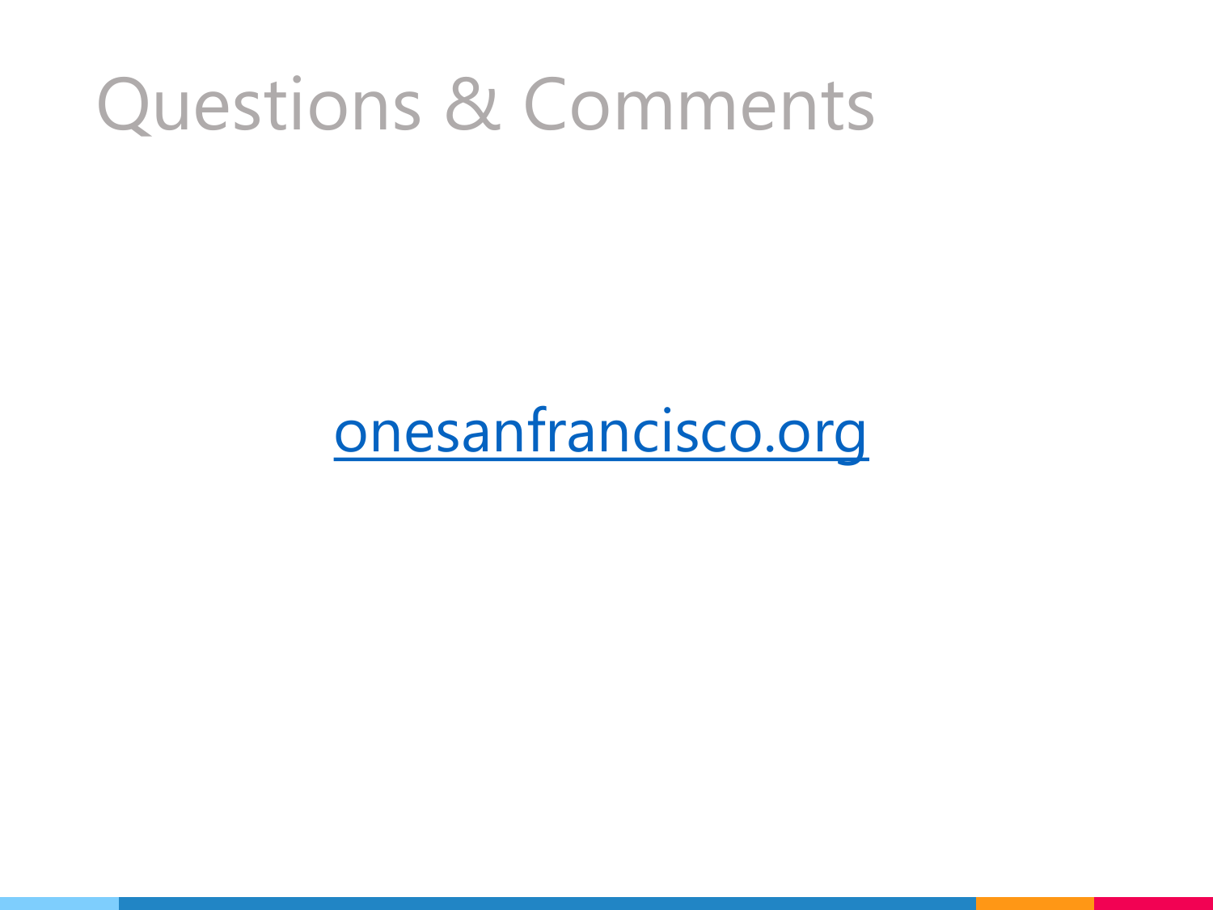# Questions & Comments

[onesanfrancisco.org](onesanfrancisco.org)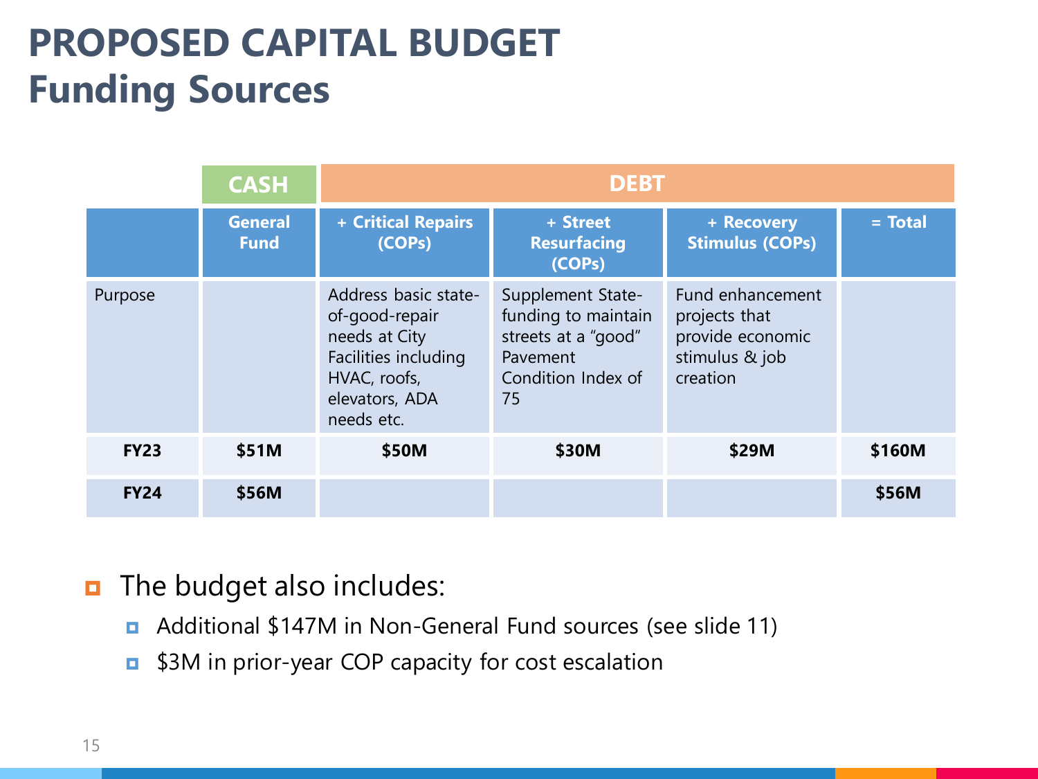# PROPOSED CAPITAL BUDGET
## Funding Sources

| | CASH | DEBT | | | |
|---|---|---|---|---|---|
| | General Fund | + Critical Repairs (COPs) | + Street Resurfacing (COPs) | + Recovery Stimulus (COPs) | = Total |
| Purpose | | Address basic state-of-good-repair needs at City Facilities including HVAC, roofs, elevators, ADA needs etc. | Supplement State-funding to maintain streets at a "good" Pavement Condition Index of 75 | Fund enhancement projects that provide economic stimulus & job creation | |
| **FY23** | **$51M** | **$50M** | **$30M** | **$29M** | **$160M** |
| **FY24** | **$56M** | | | | **$56M** |

- The budget also includes:
  - Additional $147M in Non-General Fund sources (see slide 11)
  - $3M in prior-year COP capacity for cost escalation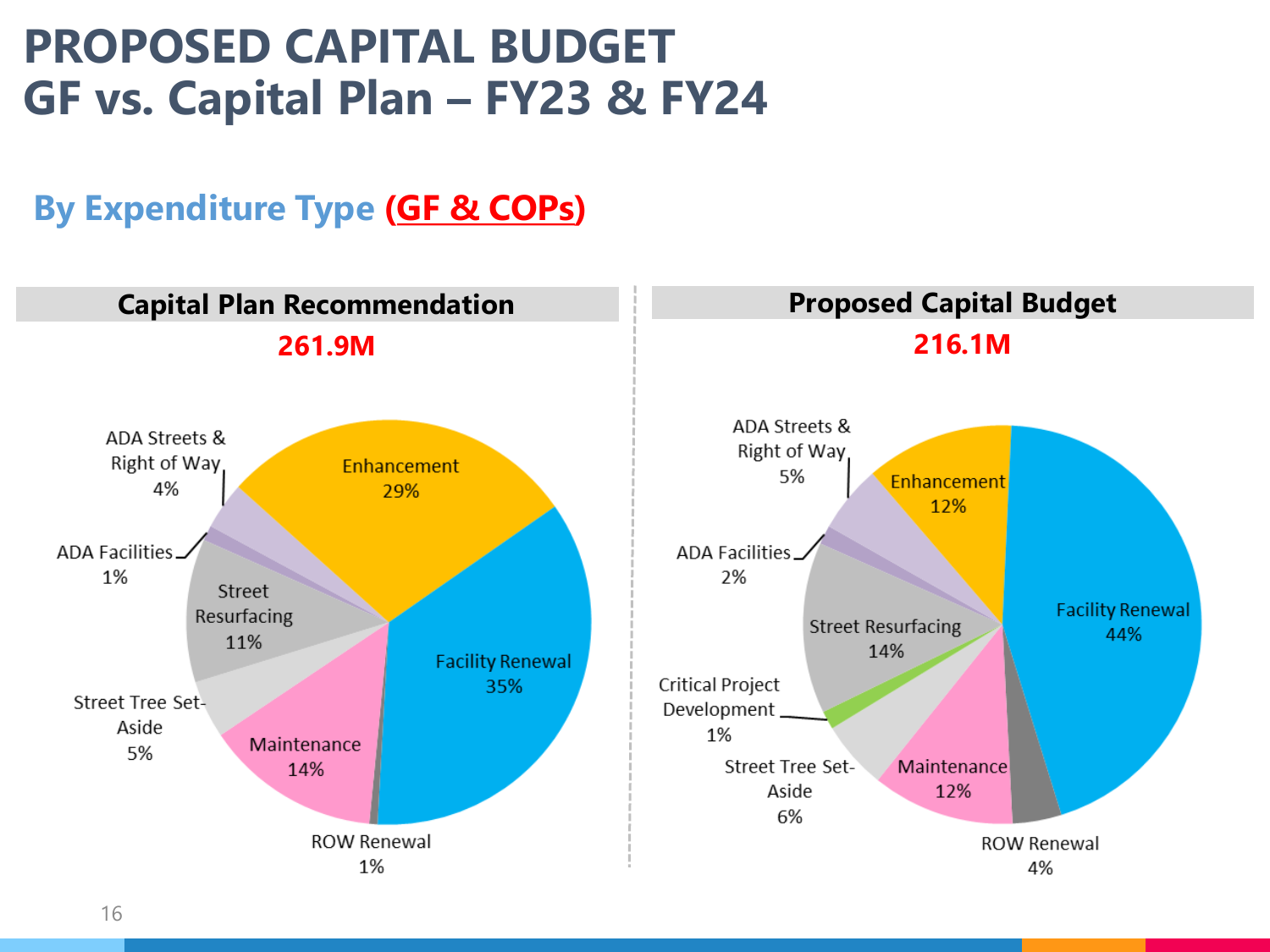# PROPOSED CAPITAL BUDGET
# GF vs. Capital Plan – FY23 & FY24

## By Expenditure Type (GF & COPs)

### Capital Plan Recommendation

261.9M

Enhancement
29%

Facility Renewal
35%

ROW Renewal
1%

Maintenance
14%

Street Tree Set-Aside
5%

Street Resurfacing
11%

ADA Facilities
1%

ADA Streets & Right of Way
4%

### Proposed Capital Budget

216.1M

Enhancement
12%

Facility Renewal
44%

ROW Renewal
4%

Maintenance
12%

Street Tree Set-Aside
6%

Critical Project Development
1%

Street Resurfacing
14%

ADA Facilities
2%

ADA Streets & Right of Way
5%